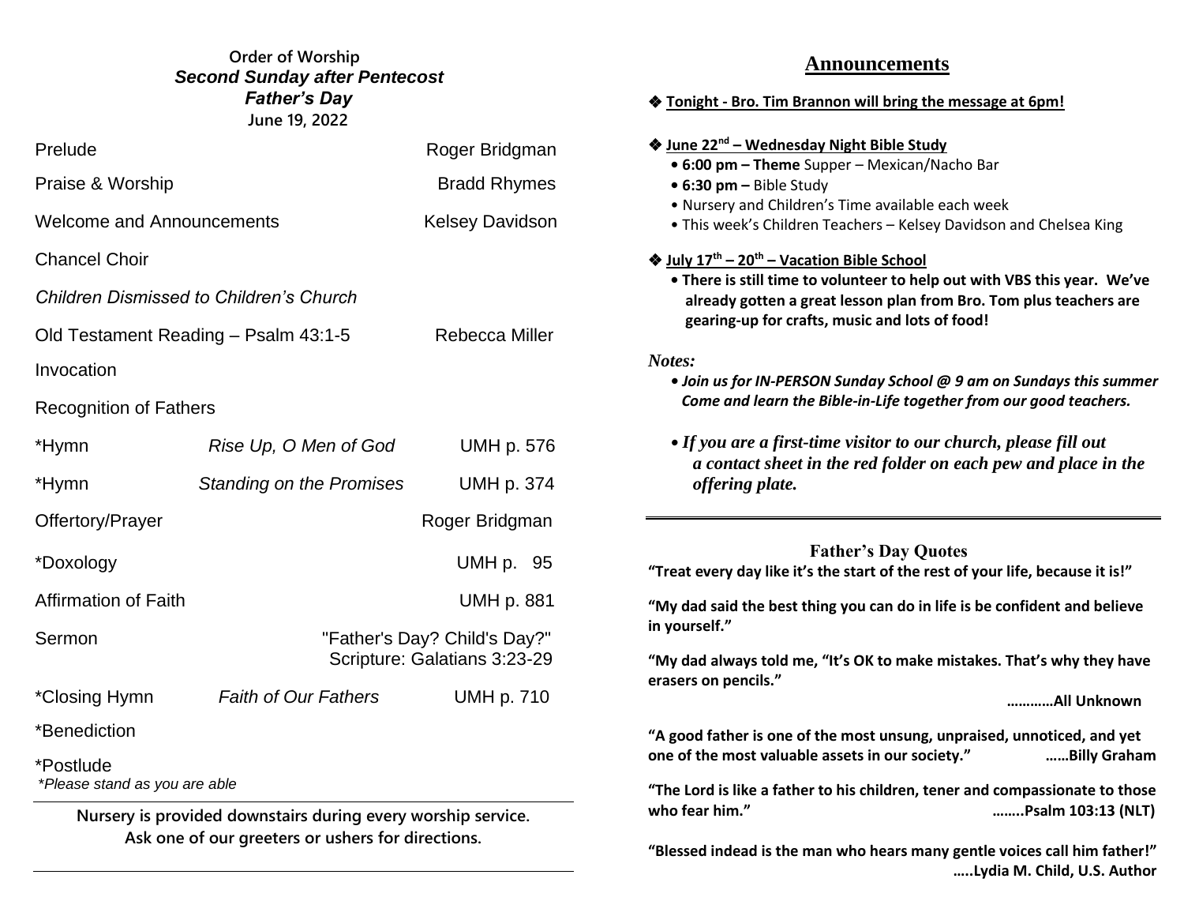**Order of Worship**

***Second Sunday after Pentecost***

***Father's Day***

**June 19, 2022**

| | | |
|---|---|---|
| Prelude | | Roger Bridgman |
| Praise & Worship | | Bradd Rhymes |
| Welcome and Announcements | | Kelsey Davidson |
| Chancel Choir | | |
| *Children Dismissed to Children's Church* | | |
| Old Testament Reading – Psalm 43:1-5 | | Rebecca Miller |
| Invocation | | |
| Recognition of Fathers | | |
| *Hymn | *Rise Up, O Men of God* | UMH p. 576 |
| *Hymn | *Standing on the Promises* | UMH p. 374 |
| Offertory/Prayer | | Roger Bridgman |
| *Doxology | | UMH p. 95 |
| Affirmation of Faith | | UMH p. 881 |
| Sermon | | "Father's Day? Child's Day?" Scripture: Galatians 3:23-29 |
| *Closing Hymn | *Faith of Our Fathers* | UMH p. 710 |
| *Benediction | | |
| *Postlude | | |

*\*Please stand as you are able*

**Nursery is provided downstairs during every worship service. Ask one of our greeters or ushers for directions.**

## Announcements

❖ **Tonight - Bro. Tim Brannon will bring the message at 6pm!**

❖ **June 22nd – Wednesday Night Bible Study**
- **6:00 pm – Theme** Supper – Mexican/Nacho Bar
- **6:30 pm –** Bible Study
- Nursery and Children's Time available each week
- This week's Children Teachers – Kelsey Davidson and Chelsea King

❖ **July 17th – 20th – Vacation Bible School**
- **There is still time to volunteer to help out with VBS this year. We've already gotten a great lesson plan from Bro. Tom plus teachers are gearing-up for crafts, music and lots of food!**

*Notes:*
- ***Join us for IN-PERSON Sunday School @ 9 am on Sundays this summer Come and learn the Bible-in-Life together from our good teachers.***
- ***If you are a first-time visitor to our church, please fill out a contact sheet in the red folder on each pew and place in the offering plate.***

### Father's Day Quotes

**"Treat every day like it's the start of the rest of your life, because it is!"**

**"My dad said the best thing you can do in life is be confident and believe in yourself."**

**"My dad always told me, "It's OK to make mistakes. That's why they have erasers on pencils."**

**…………All Unknown**

**"A good father is one of the most unsung, unpraised, unnoticed, and yet one of the most valuable assets in our society." ……Billy Graham**

**"The Lord is like a father to his children, tener and compassionate to those who fear him." ……..Psalm 103:13 (NLT)**

**"Blessed indead is the man who hears many gentle voices call him father!" …..Lydia M. Child, U.S. Author**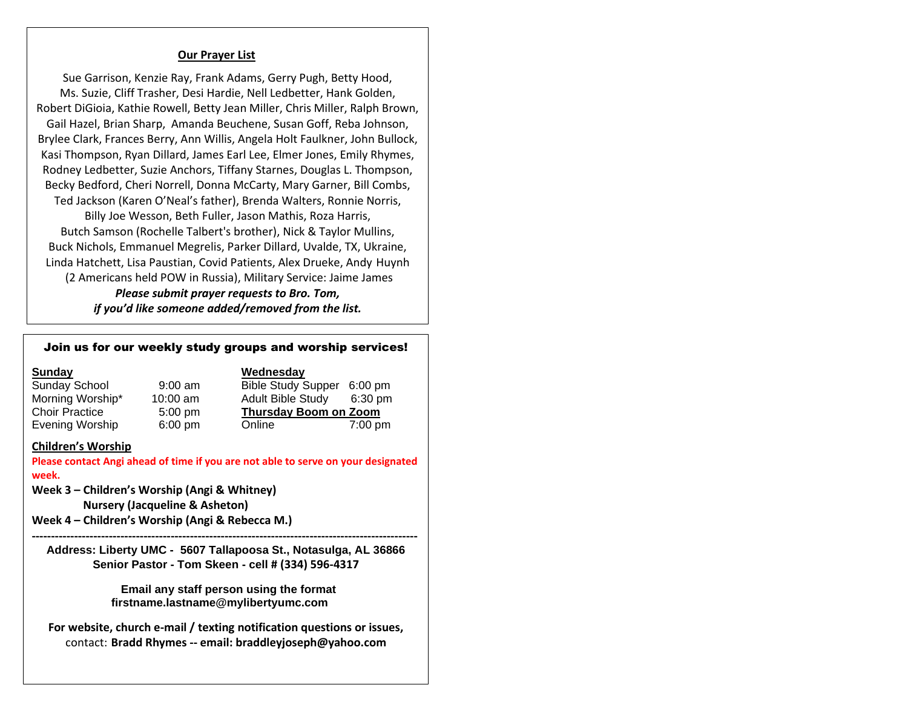## Our Prayer List

Sue Garrison, Kenzie Ray, Frank Adams, Gerry Pugh, Betty Hood, Ms. Suzie, Cliff Trasher, Desi Hardie, Nell Ledbetter, Hank Golden, Robert DiGioia, Kathie Rowell, Betty Jean Miller, Chris Miller, Ralph Brown, Gail Hazel, Brian Sharp, Amanda Beuchene, Susan Goff, Reba Johnson, Brylee Clark, Frances Berry, Ann Willis, Angela Holt Faulkner, John Bullock, Kasi Thompson, Ryan Dillard, James Earl Lee, Elmer Jones, Emily Rhymes, Rodney Ledbetter, Suzie Anchors, Tiffany Starnes, Douglas L. Thompson, Becky Bedford, Cheri Norrell, Donna McCarty, Mary Garner, Bill Combs, Ted Jackson (Karen O'Neal's father), Brenda Walters, Ronnie Norris, Billy Joe Wesson, Beth Fuller, Jason Mathis, Roza Harris, Butch Samson (Rochelle Talbert's brother), Nick & Taylor Mullins, Buck Nichols, Emmanuel Megrelis, Parker Dillard, Uvalde, TX, Ukraine, Linda Hatchett, Lisa Paustian, Covid Patients, Alex Drueke, Andy Huynh (2 Americans held POW in Russia), Military Service: Jaime James

***Please submit prayer requests to Bro. Tom, if you'd like someone added/removed from the list.***

## Join us for our weekly study groups and worship services!

**Sunday**

| | |
|---|---|
| Sunday School | 9:00 am |
| Morning Worship* | 10:00 am |
| Choir Practice | 5:00 pm |
| Evening Worship | 6:00 pm |

**Wednesday**

| | |
|---|---|
| Bible Study Supper | 6:00 pm |
| Adult Bible Study | 6:30 pm |

**Thursday Boom on Zoom**

| | |
|---|---|
| Online | 7:00 pm |

**Children's Worship**

**Please contact Angi ahead of time if you are not able to serve on your designated week.**

**Week 3 – Children's Worship (Angi & Whitney)**
**Nursery (Jacqueline & Asheton)**
**Week 4 – Children's Worship (Angi & Rebecca M.)**

---

**Address: Liberty UMC - 5607 Tallapoosa St., Notasulga, AL 36866**
**Senior Pastor - Tom Skeen - cell # (334) 596-4317**

**Email any staff person using the format firstname.lastname@mylibertyumc.com**

**For website, church e-mail / texting notification questions or issues,** contact: **Bradd Rhymes -- email: braddleyjoseph@yahoo.com**